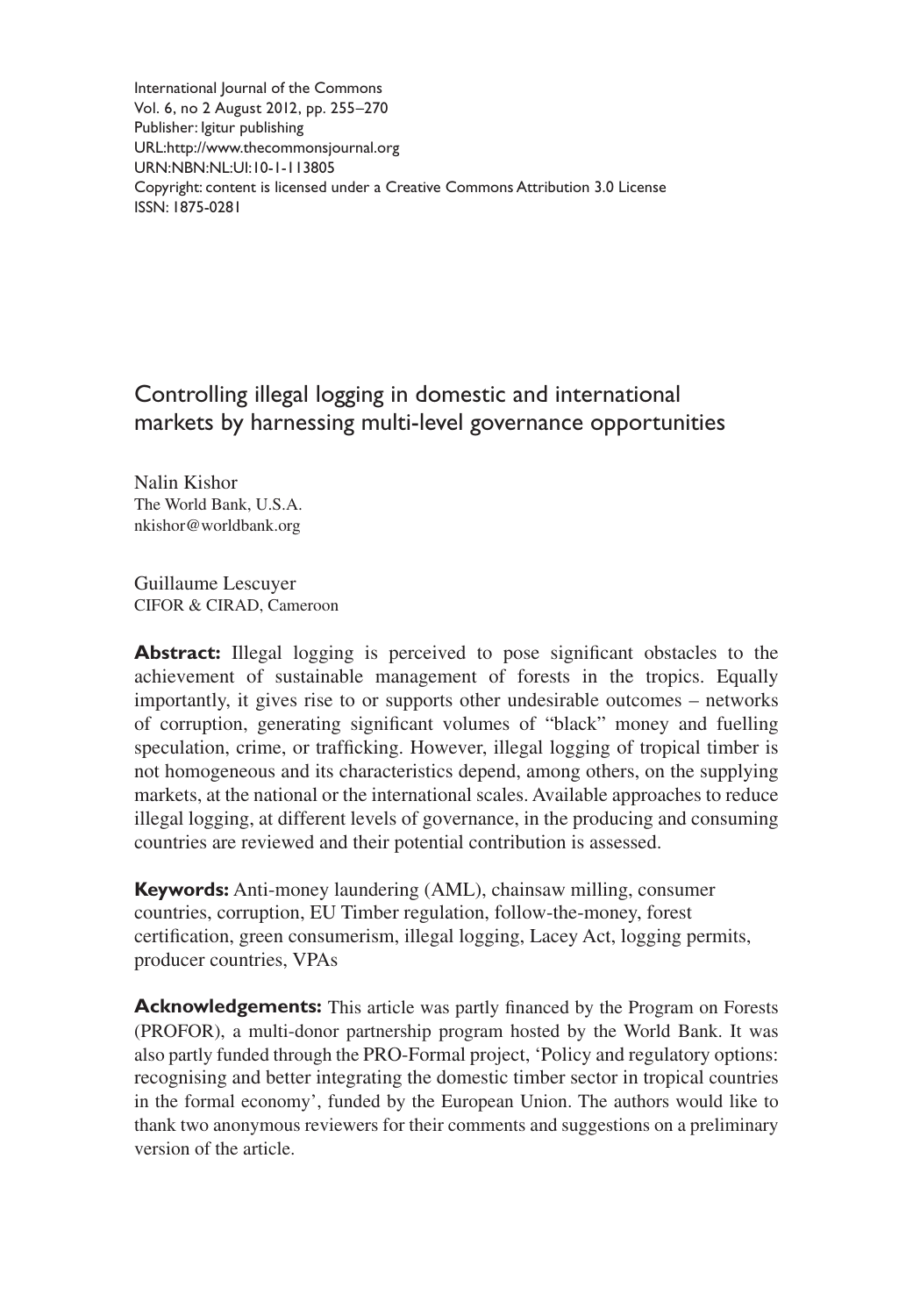International Journal of the Commons
Vol. 6, no 2 August 2012, pp. 255–270
Publisher: Igitur publishing
URL:http://www.thecommonsjournal.org
URN:NBN:NL:UI:10-1-113805
Copyright: content is licensed under a Creative Commons Attribution 3.0 License
ISSN: 1875-0281

# Controlling illegal logging in domestic and international markets by harnessing multi-level governance opportunities

Nalin Kishor
The World Bank, U.S.A.
nkishor@worldbank.org

Guillaume Lescuyer
CIFOR & CIRAD, Cameroon

**Abstract:** Illegal logging is perceived to pose significant obstacles to the achievement of sustainable management of forests in the tropics. Equally importantly, it gives rise to or supports other undesirable outcomes – networks of corruption, generating significant volumes of "black" money and fuelling speculation, crime, or trafficking. However, illegal logging of tropical timber is not homogeneous and its characteristics depend, among others, on the supplying markets, at the national or the international scales. Available approaches to reduce illegal logging, at different levels of governance, in the producing and consuming countries are reviewed and their potential contribution is assessed.

**Keywords:** Anti-money laundering (AML), chainsaw milling, consumer countries, corruption, EU Timber regulation, follow-the-money, forest certification, green consumerism, illegal logging, Lacey Act, logging permits, producer countries, VPAs

**Acknowledgements:** This article was partly financed by the Program on Forests (PROFOR), a multi-donor partnership program hosted by the World Bank. It was also partly funded through the PRO-Formal project, 'Policy and regulatory options: recognising and better integrating the domestic timber sector in tropical countries in the formal economy', funded by the European Union. The authors would like to thank two anonymous reviewers for their comments and suggestions on a preliminary version of the article.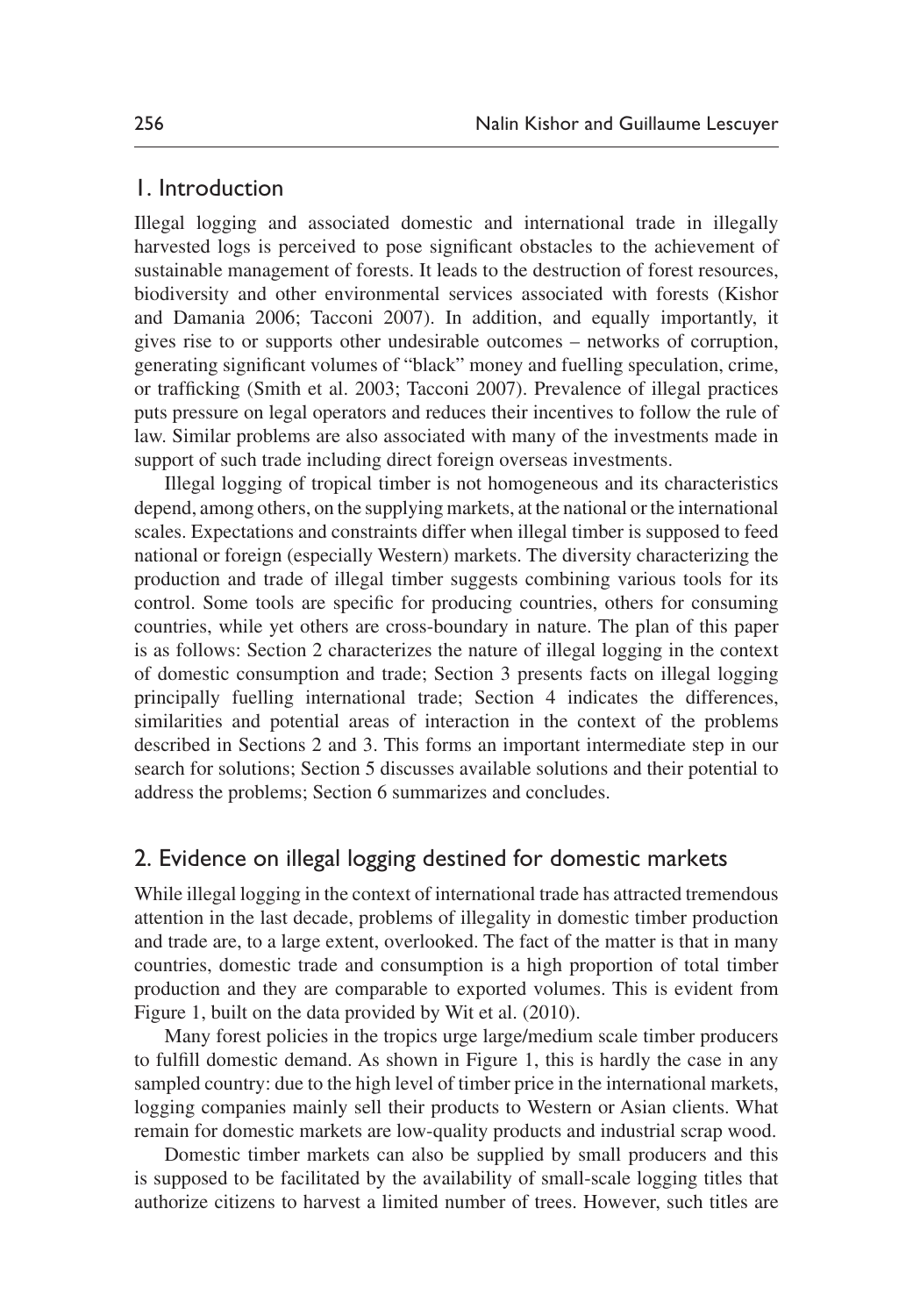## 1. Introduction

Illegal logging and associated domestic and international trade in illegally harvested logs is perceived to pose significant obstacles to the achievement of sustainable management of forests. It leads to the destruction of forest resources, biodiversity and other environmental services associated with forests (Kishor and Damania 2006; Tacconi 2007). In addition, and equally importantly, it gives rise to or supports other undesirable outcomes – networks of corruption, generating significant volumes of "black" money and fuelling speculation, crime, or trafficking (Smith et al. 2003; Tacconi 2007). Prevalence of illegal practices puts pressure on legal operators and reduces their incentives to follow the rule of law. Similar problems are also associated with many of the investments made in support of such trade including direct foreign overseas investments.

Illegal logging of tropical timber is not homogeneous and its characteristics depend, among others, on the supplying markets, at the national or the international scales. Expectations and constraints differ when illegal timber is supposed to feed national or foreign (especially Western) markets. The diversity characterizing the production and trade of illegal timber suggests combining various tools for its control. Some tools are specific for producing countries, others for consuming countries, while yet others are cross-boundary in nature. The plan of this paper is as follows: Section 2 characterizes the nature of illegal logging in the context of domestic consumption and trade; Section 3 presents facts on illegal logging principally fuelling international trade; Section 4 indicates the differences, similarities and potential areas of interaction in the context of the problems described in Sections 2 and 3. This forms an important intermediate step in our search for solutions; Section 5 discusses available solutions and their potential to address the problems; Section 6 summarizes and concludes.

## 2. Evidence on illegal logging destined for domestic markets

While illegal logging in the context of international trade has attracted tremendous attention in the last decade, problems of illegality in domestic timber production and trade are, to a large extent, overlooked. The fact of the matter is that in many countries, domestic trade and consumption is a high proportion of total timber production and they are comparable to exported volumes. This is evident from Figure 1, built on the data provided by Wit et al. (2010).

Many forest policies in the tropics urge large/medium scale timber producers to fulfill domestic demand. As shown in Figure 1, this is hardly the case in any sampled country: due to the high level of timber price in the international markets, logging companies mainly sell their products to Western or Asian clients. What remain for domestic markets are low-quality products and industrial scrap wood.

Domestic timber markets can also be supplied by small producers and this is supposed to be facilitated by the availability of small-scale logging titles that authorize citizens to harvest a limited number of trees. However, such titles are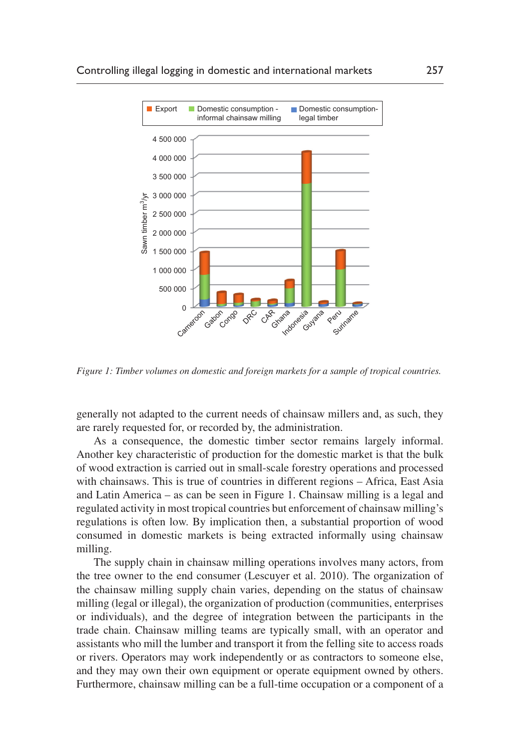*Figure 1: Timber volumes on domestic and foreign markets for a sample of tropical countries.*

generally not adapted to the current needs of chainsaw millers and, as such, they are rarely requested for, or recorded by, the administration.

As a consequence, the domestic timber sector remains largely informal. Another key characteristic of production for the domestic market is that the bulk of wood extraction is carried out in small-scale forestry operations and processed with chainsaws. This is true of countries in different regions – Africa, East Asia and Latin America – as can be seen in Figure 1. Chainsaw milling is a legal and regulated activity in most tropical countries but enforcement of chainsaw milling's regulations is often low. By implication then, a substantial proportion of wood consumed in domestic markets is being extracted informally using chainsaw milling.

The supply chain in chainsaw milling operations involves many actors, from the tree owner to the end consumer (Lescuyer et al. 2010). The organization of the chainsaw milling supply chain varies, depending on the status of chainsaw milling (legal or illegal), the organization of production (communities, enterprises or individuals), and the degree of integration between the participants in the trade chain. Chainsaw milling teams are typically small, with an operator and assistants who mill the lumber and transport it from the felling site to access roads or rivers. Operators may work independently or as contractors to someone else, and they may own their own equipment or operate equipment owned by others. Furthermore, chainsaw milling can be a full-time occupation or a component of a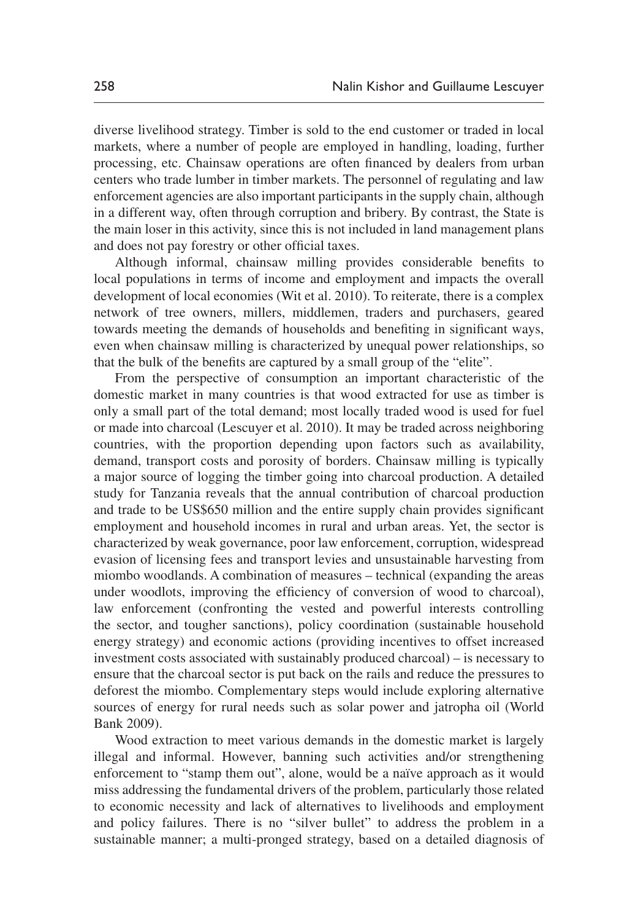diverse livelihood strategy. Timber is sold to the end customer or traded in local markets, where a number of people are employed in handling, loading, further processing, etc. Chainsaw operations are often financed by dealers from urban centers who trade lumber in timber markets. The personnel of regulating and law enforcement agencies are also important participants in the supply chain, although in a different way, often through corruption and bribery. By contrast, the State is the main loser in this activity, since this is not included in land management plans and does not pay forestry or other official taxes.

Although informal, chainsaw milling provides considerable benefits to local populations in terms of income and employment and impacts the overall development of local economies (Wit et al. 2010). To reiterate, there is a complex network of tree owners, millers, middlemen, traders and purchasers, geared towards meeting the demands of households and benefiting in significant ways, even when chainsaw milling is characterized by unequal power relationships, so that the bulk of the benefits are captured by a small group of the "elite".

From the perspective of consumption an important characteristic of the domestic market in many countries is that wood extracted for use as timber is only a small part of the total demand; most locally traded wood is used for fuel or made into charcoal (Lescuyer et al. 2010). It may be traded across neighboring countries, with the proportion depending upon factors such as availability, demand, transport costs and porosity of borders. Chainsaw milling is typically a major source of logging the timber going into charcoal production. A detailed study for Tanzania reveals that the annual contribution of charcoal production and trade to be US$650 million and the entire supply chain provides significant employment and household incomes in rural and urban areas. Yet, the sector is characterized by weak governance, poor law enforcement, corruption, widespread evasion of licensing fees and transport levies and unsustainable harvesting from miombo woodlands. A combination of measures – technical (expanding the areas under woodlots, improving the efficiency of conversion of wood to charcoal), law enforcement (confronting the vested and powerful interests controlling the sector, and tougher sanctions), policy coordination (sustainable household energy strategy) and economic actions (providing incentives to offset increased investment costs associated with sustainably produced charcoal) – is necessary to ensure that the charcoal sector is put back on the rails and reduce the pressures to deforest the miombo. Complementary steps would include exploring alternative sources of energy for rural needs such as solar power and jatropha oil (World Bank 2009).

Wood extraction to meet various demands in the domestic market is largely illegal and informal. However, banning such activities and/or strengthening enforcement to "stamp them out", alone, would be a naïve approach as it would miss addressing the fundamental drivers of the problem, particularly those related to economic necessity and lack of alternatives to livelihoods and employment and policy failures. There is no "silver bullet" to address the problem in a sustainable manner; a multi-pronged strategy, based on a detailed diagnosis of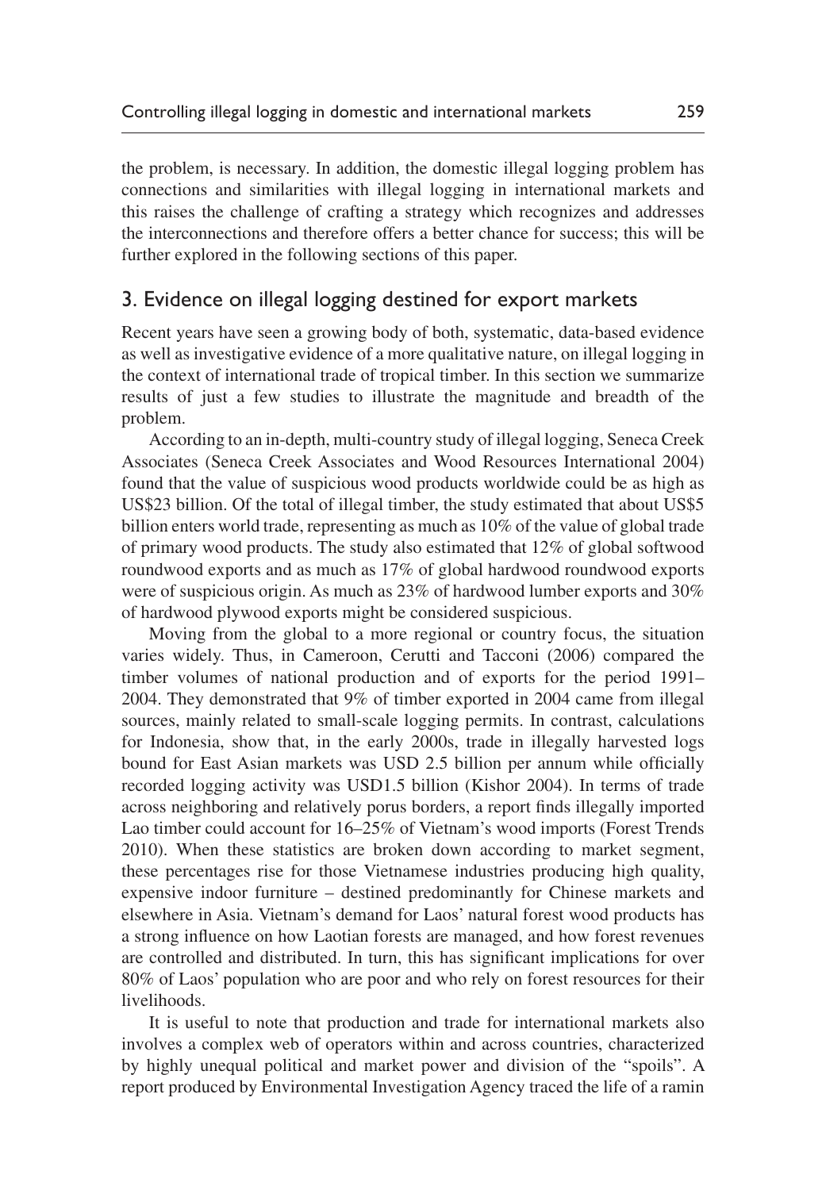the problem, is necessary. In addition, the domestic illegal logging problem has connections and similarities with illegal logging in international markets and this raises the challenge of crafting a strategy which recognizes and addresses the interconnections and therefore offers a better chance for success; this will be further explored in the following sections of this paper.

## 3. Evidence on illegal logging destined for export markets

Recent years have seen a growing body of both, systematic, data-based evidence as well as investigative evidence of a more qualitative nature, on illegal logging in the context of international trade of tropical timber. In this section we summarize results of just a few studies to illustrate the magnitude and breadth of the problem.

According to an in-depth, multi-country study of illegal logging, Seneca Creek Associates (Seneca Creek Associates and Wood Resources International 2004) found that the value of suspicious wood products worldwide could be as high as US$23 billion. Of the total of illegal timber, the study estimated that about US$5 billion enters world trade, representing as much as 10% of the value of global trade of primary wood products. The study also estimated that 12% of global softwood roundwood exports and as much as 17% of global hardwood roundwood exports were of suspicious origin. As much as 23% of hardwood lumber exports and 30% of hardwood plywood exports might be considered suspicious.

Moving from the global to a more regional or country focus, the situation varies widely. Thus, in Cameroon, Cerutti and Tacconi (2006) compared the timber volumes of national production and of exports for the period 1991–2004. They demonstrated that 9% of timber exported in 2004 came from illegal sources, mainly related to small-scale logging permits. In contrast, calculations for Indonesia, show that, in the early 2000s, trade in illegally harvested logs bound for East Asian markets was USD 2.5 billion per annum while officially recorded logging activity was USD1.5 billion (Kishor 2004). In terms of trade across neighboring and relatively porus borders, a report finds illegally imported Lao timber could account for 16–25% of Vietnam's wood imports (Forest Trends 2010). When these statistics are broken down according to market segment, these percentages rise for those Vietnamese industries producing high quality, expensive indoor furniture – destined predominantly for Chinese markets and elsewhere in Asia. Vietnam's demand for Laos' natural forest wood products has a strong influence on how Laotian forests are managed, and how forest revenues are controlled and distributed. In turn, this has significant implications for over 80% of Laos' population who are poor and who rely on forest resources for their livelihoods.

It is useful to note that production and trade for international markets also involves a complex web of operators within and across countries, characterized by highly unequal political and market power and division of the "spoils". A report produced by Environmental Investigation Agency traced the life of a ramin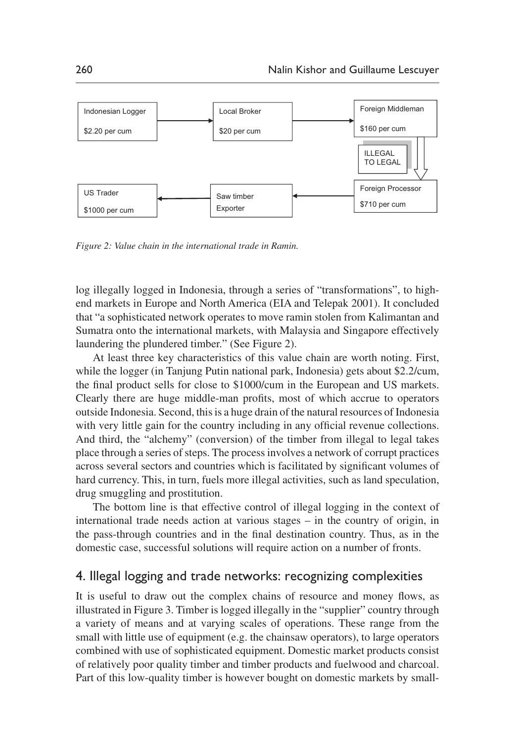Indonesian Logger $2.20 per cum → Local Broker $20 per cum → Foreign Middleman $160 per cum → ILLEGAL TO LEGAL → Foreign Processor $710 per cum → Saw timber Exporter → US Trader $1000 per cum

*Figure 2: Value chain in the international trade in Ramin.*

log illegally logged in Indonesia, through a series of "transformations", to high-end markets in Europe and North America (EIA and Telepak 2001). It concluded that "a sophisticated network operates to move ramin stolen from Kalimantan and Sumatra onto the international markets, with Malaysia and Singapore effectively laundering the plundered timber." (See Figure 2).

At least three key characteristics of this value chain are worth noting. First, while the logger (in Tanjung Putin national park, Indonesia) gets about $2.2/cum, the final product sells for close to $1000/cum in the European and US markets. Clearly there are huge middle-man profits, most of which accrue to operators outside Indonesia. Second, this is a huge drain of the natural resources of Indonesia with very little gain for the country including in any official revenue collections. And third, the "alchemy" (conversion) of the timber from illegal to legal takes place through a series of steps. The process involves a network of corrupt practices across several sectors and countries which is facilitated by significant volumes of hard currency. This, in turn, fuels more illegal activities, such as land speculation, drug smuggling and prostitution.

The bottom line is that effective control of illegal logging in the context of international trade needs action at various stages – in the country of origin, in the pass-through countries and in the final destination country. Thus, as in the domestic case, successful solutions will require action on a number of fronts.

## 4. Illegal logging and trade networks: recognizing complexities

It is useful to draw out the complex chains of resource and money flows, as illustrated in Figure 3. Timber is logged illegally in the "supplier" country through a variety of means and at varying scales of operations. These range from the small with little use of equipment (e.g. the chainsaw operators), to large operators combined with use of sophisticated equipment. Domestic market products consist of relatively poor quality timber and timber products and fuelwood and charcoal. Part of this low-quality timber is however bought on domestic markets by small-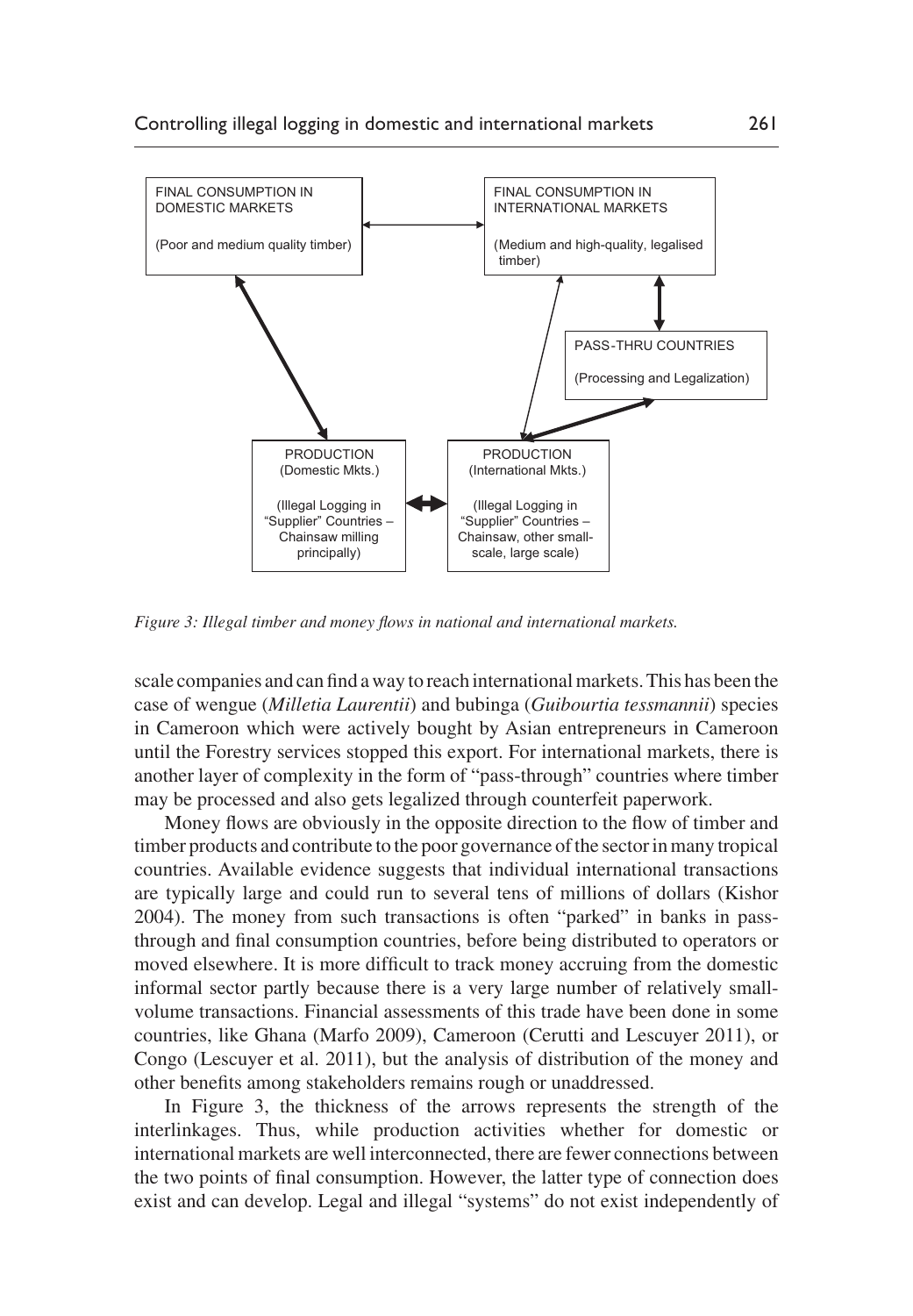FINAL CONSUMPTION IN DOMESTIC MARKETS

(Poor and medium quality timber)

FINAL CONSUMPTION IN INTERNATIONAL MARKETS

(Medium and high-quality, legalised timber)

PASS-THRU COUNTRIES

(Processing and Legalization)

PRODUCTION (Domestic Mkts.)

(Illegal Logging in "Supplier" Countries – Chainsaw milling principally)

PRODUCTION (International Mkts.)

(Illegal Logging in "Supplier" Countries – Chainsaw, other small-scale, large scale)

*Figure 3: Illegal timber and money flows in national and international markets.*

scale companies and can find a way to reach international markets. This has been the case of wengue (*Milletia Laurentii*) and bubinga (*Guibourtia tessmannii*) species in Cameroon which were actively bought by Asian entrepreneurs in Cameroon until the Forestry services stopped this export. For international markets, there is another layer of complexity in the form of "pass-through" countries where timber may be processed and also gets legalized through counterfeit paperwork.

Money flows are obviously in the opposite direction to the flow of timber and timber products and contribute to the poor governance of the sector in many tropical countries. Available evidence suggests that individual international transactions are typically large and could run to several tens of millions of dollars (Kishor 2004). The money from such transactions is often "parked" in banks in pass-through and final consumption countries, before being distributed to operators or moved elsewhere. It is more difficult to track money accruing from the domestic informal sector partly because there is a very large number of relatively small-volume transactions. Financial assessments of this trade have been done in some countries, like Ghana (Marfo 2009), Cameroon (Cerutti and Lescuyer 2011), or Congo (Lescuyer et al. 2011), but the analysis of distribution of the money and other benefits among stakeholders remains rough or unaddressed.

In Figure 3, the thickness of the arrows represents the strength of the interlinkages. Thus, while production activities whether for domestic or international markets are well interconnected, there are fewer connections between the two points of final consumption. However, the latter type of connection does exist and can develop. Legal and illegal "systems" do not exist independently of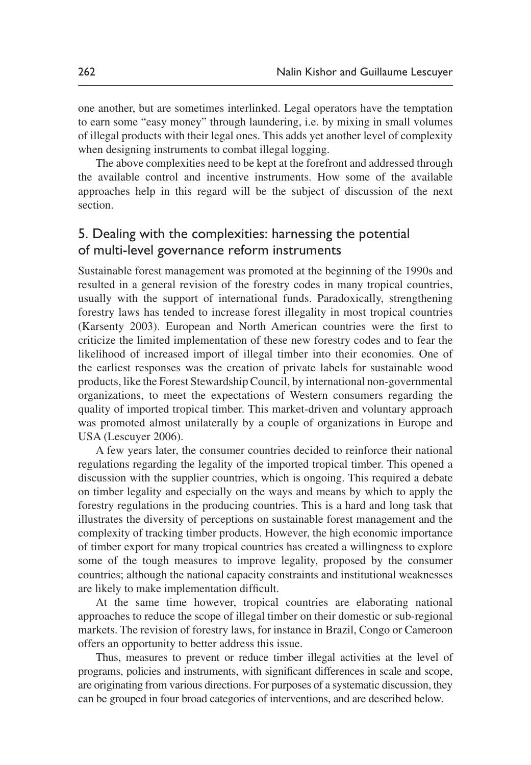one another, but are sometimes interlinked. Legal operators have the temptation to earn some "easy money" through laundering, i.e. by mixing in small volumes of illegal products with their legal ones. This adds yet another level of complexity when designing instruments to combat illegal logging.

The above complexities need to be kept at the forefront and addressed through the available control and incentive instruments. How some of the available approaches help in this regard will be the subject of discussion of the next section.

## 5. Dealing with the complexities: harnessing the potential of multi-level governance reform instruments

Sustainable forest management was promoted at the beginning of the 1990s and resulted in a general revision of the forestry codes in many tropical countries, usually with the support of international funds. Paradoxically, strengthening forestry laws has tended to increase forest illegality in most tropical countries (Karsenty 2003). European and North American countries were the first to criticize the limited implementation of these new forestry codes and to fear the likelihood of increased import of illegal timber into their economies. One of the earliest responses was the creation of private labels for sustainable wood products, like the Forest Stewardship Council, by international non-governmental organizations, to meet the expectations of Western consumers regarding the quality of imported tropical timber. This market-driven and voluntary approach was promoted almost unilaterally by a couple of organizations in Europe and USA (Lescuyer 2006).

A few years later, the consumer countries decided to reinforce their national regulations regarding the legality of the imported tropical timber. This opened a discussion with the supplier countries, which is ongoing. This required a debate on timber legality and especially on the ways and means by which to apply the forestry regulations in the producing countries. This is a hard and long task that illustrates the diversity of perceptions on sustainable forest management and the complexity of tracking timber products. However, the high economic importance of timber export for many tropical countries has created a willingness to explore some of the tough measures to improve legality, proposed by the consumer countries; although the national capacity constraints and institutional weaknesses are likely to make implementation difficult.

At the same time however, tropical countries are elaborating national approaches to reduce the scope of illegal timber on their domestic or sub-regional markets. The revision of forestry laws, for instance in Brazil, Congo or Cameroon offers an opportunity to better address this issue.

Thus, measures to prevent or reduce timber illegal activities at the level of programs, policies and instruments, with significant differences in scale and scope, are originating from various directions. For purposes of a systematic discussion, they can be grouped in four broad categories of interventions, and are described below.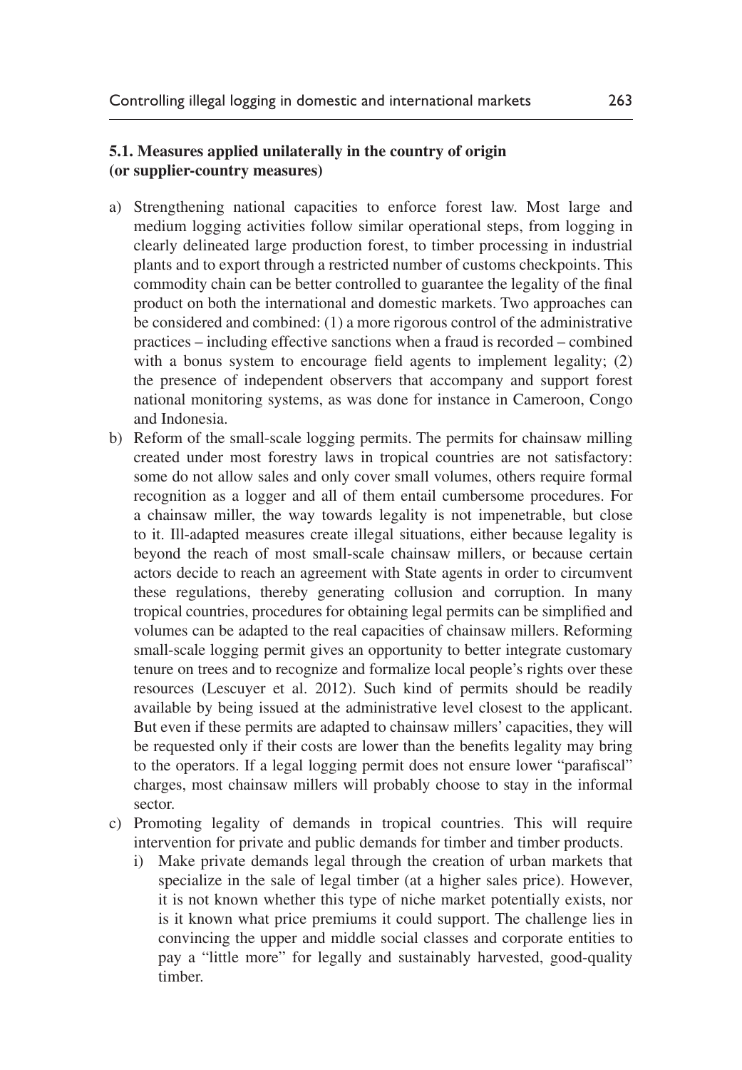### 5.1. Measures applied unilaterally in the country of origin (or supplier-country measures)

a) Strengthening national capacities to enforce forest law. Most large and medium logging activities follow similar operational steps, from logging in clearly delineated large production forest, to timber processing in industrial plants and to export through a restricted number of customs checkpoints. This commodity chain can be better controlled to guarantee the legality of the final product on both the international and domestic markets. Two approaches can be considered and combined: (1) a more rigorous control of the administrative practices – including effective sanctions when a fraud is recorded – combined with a bonus system to encourage field agents to implement legality; (2) the presence of independent observers that accompany and support forest national monitoring systems, as was done for instance in Cameroon, Congo and Indonesia.

b) Reform of the small-scale logging permits. The permits for chainsaw milling created under most forestry laws in tropical countries are not satisfactory: some do not allow sales and only cover small volumes, others require formal recognition as a logger and all of them entail cumbersome procedures. For a chainsaw miller, the way towards legality is not impenetrable, but close to it. Ill-adapted measures create illegal situations, either because legality is beyond the reach of most small-scale chainsaw millers, or because certain actors decide to reach an agreement with State agents in order to circumvent these regulations, thereby generating collusion and corruption. In many tropical countries, procedures for obtaining legal permits can be simplified and volumes can be adapted to the real capacities of chainsaw millers. Reforming small-scale logging permit gives an opportunity to better integrate customary tenure on trees and to recognize and formalize local people's rights over these resources (Lescuyer et al. 2012). Such kind of permits should be readily available by being issued at the administrative level closest to the applicant. But even if these permits are adapted to chainsaw millers' capacities, they will be requested only if their costs are lower than the benefits legality may bring to the operators. If a legal logging permit does not ensure lower "parafiscal" charges, most chainsaw millers will probably choose to stay in the informal sector.

c) Promoting legality of demands in tropical countries. This will require intervention for private and public demands for timber and timber products.
   i) Make private demands legal through the creation of urban markets that specialize in the sale of legal timber (at a higher sales price). However, it is not known whether this type of niche market potentially exists, nor is it known what price premiums it could support. The challenge lies in convincing the upper and middle social classes and corporate entities to pay a "little more" for legally and sustainably harvested, good-quality timber.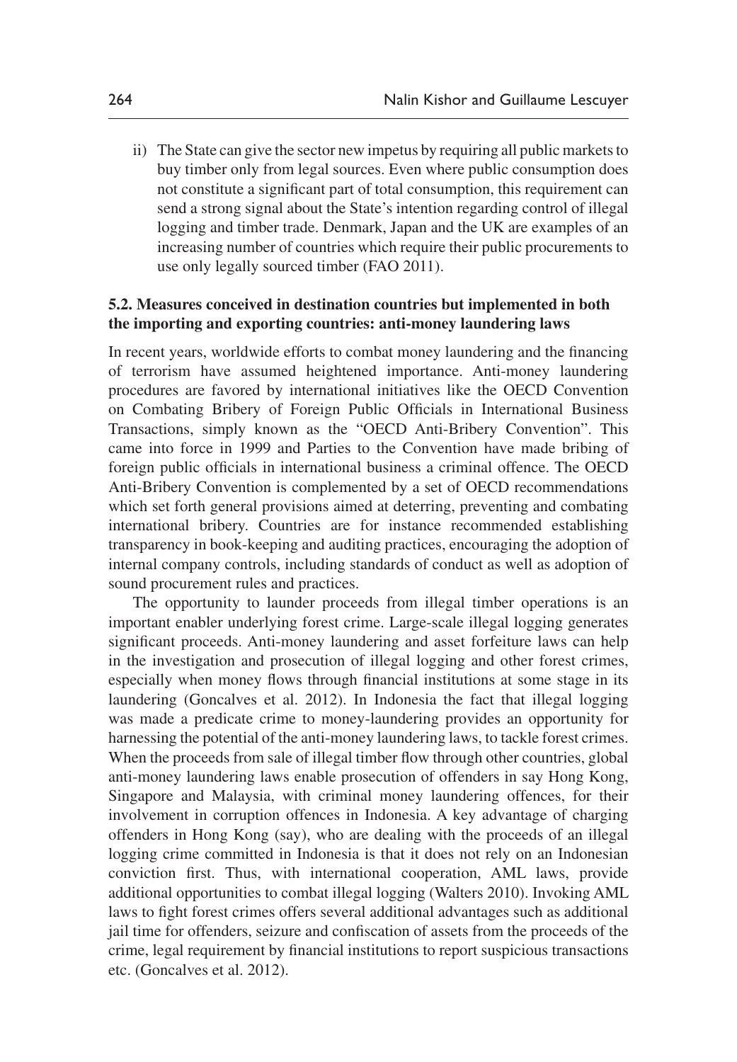ii) The State can give the sector new impetus by requiring all public markets to buy timber only from legal sources. Even where public consumption does not constitute a significant part of total consumption, this requirement can send a strong signal about the State's intention regarding control of illegal logging and timber trade. Denmark, Japan and the UK are examples of an increasing number of countries which require their public procurements to use only legally sourced timber (FAO 2011).

### 5.2. Measures conceived in destination countries but implemented in both the importing and exporting countries: anti-money laundering laws

In recent years, worldwide efforts to combat money laundering and the financing of terrorism have assumed heightened importance. Anti-money laundering procedures are favored by international initiatives like the OECD Convention on Combating Bribery of Foreign Public Officials in International Business Transactions, simply known as the "OECD Anti-Bribery Convention". This came into force in 1999 and Parties to the Convention have made bribing of foreign public officials in international business a criminal offence. The OECD Anti-Bribery Convention is complemented by a set of OECD recommendations which set forth general provisions aimed at deterring, preventing and combating international bribery. Countries are for instance recommended establishing transparency in book-keeping and auditing practices, encouraging the adoption of internal company controls, including standards of conduct as well as adoption of sound procurement rules and practices.

The opportunity to launder proceeds from illegal timber operations is an important enabler underlying forest crime. Large-scale illegal logging generates significant proceeds. Anti-money laundering and asset forfeiture laws can help in the investigation and prosecution of illegal logging and other forest crimes, especially when money flows through financial institutions at some stage in its laundering (Goncalves et al. 2012). In Indonesia the fact that illegal logging was made a predicate crime to money-laundering provides an opportunity for harnessing the potential of the anti-money laundering laws, to tackle forest crimes. When the proceeds from sale of illegal timber flow through other countries, global anti-money laundering laws enable prosecution of offenders in say Hong Kong, Singapore and Malaysia, with criminal money laundering offences, for their involvement in corruption offences in Indonesia. A key advantage of charging offenders in Hong Kong (say), who are dealing with the proceeds of an illegal logging crime committed in Indonesia is that it does not rely on an Indonesian conviction first. Thus, with international cooperation, AML laws, provide additional opportunities to combat illegal logging (Walters 2010). Invoking AML laws to fight forest crimes offers several additional advantages such as additional jail time for offenders, seizure and confiscation of assets from the proceeds of the crime, legal requirement by financial institutions to report suspicious transactions etc. (Goncalves et al. 2012).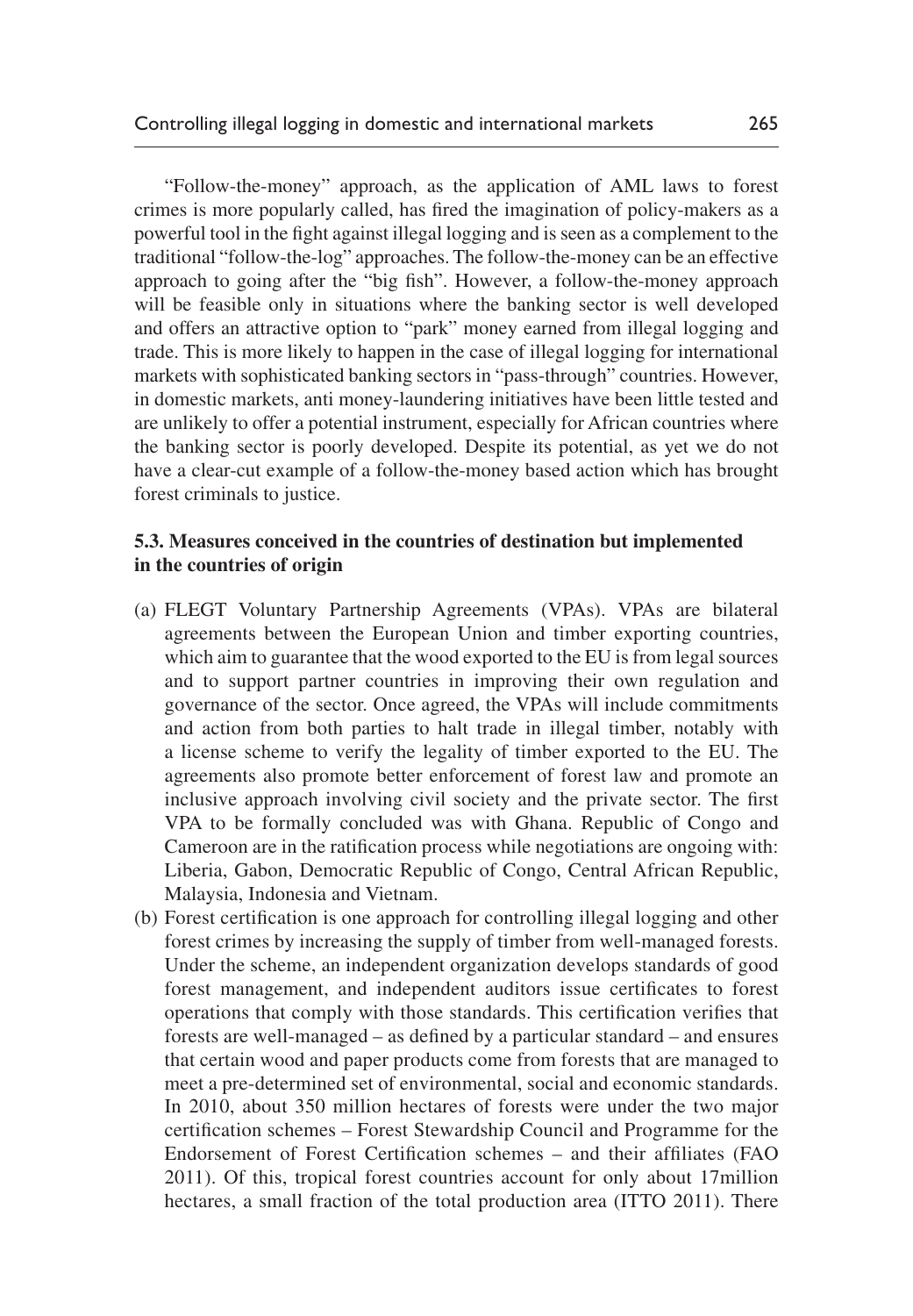"Follow-the-money" approach, as the application of AML laws to forest crimes is more popularly called, has fired the imagination of policy-makers as a powerful tool in the fight against illegal logging and is seen as a complement to the traditional "follow-the-log" approaches. The follow-the-money can be an effective approach to going after the "big fish". However, a follow-the-money approach will be feasible only in situations where the banking sector is well developed and offers an attractive option to "park" money earned from illegal logging and trade. This is more likely to happen in the case of illegal logging for international markets with sophisticated banking sectors in "pass-through" countries. However, in domestic markets, anti money-laundering initiatives have been little tested and are unlikely to offer a potential instrument, especially for African countries where the banking sector is poorly developed. Despite its potential, as yet we do not have a clear-cut example of a follow-the-money based action which has brought forest criminals to justice.

### 5.3. Measures conceived in the countries of destination but implemented in the countries of origin

(a) FLEGT Voluntary Partnership Agreements (VPAs). VPAs are bilateral agreements between the European Union and timber exporting countries, which aim to guarantee that the wood exported to the EU is from legal sources and to support partner countries in improving their own regulation and governance of the sector. Once agreed, the VPAs will include commitments and action from both parties to halt trade in illegal timber, notably with a license scheme to verify the legality of timber exported to the EU. The agreements also promote better enforcement of forest law and promote an inclusive approach involving civil society and the private sector. The first VPA to be formally concluded was with Ghana. Republic of Congo and Cameroon are in the ratification process while negotiations are ongoing with: Liberia, Gabon, Democratic Republic of Congo, Central African Republic, Malaysia, Indonesia and Vietnam.

(b) Forest certification is one approach for controlling illegal logging and other forest crimes by increasing the supply of timber from well-managed forests. Under the scheme, an independent organization develops standards of good forest management, and independent auditors issue certificates to forest operations that comply with those standards. This certification verifies that forests are well-managed – as defined by a particular standard – and ensures that certain wood and paper products come from forests that are managed to meet a pre-determined set of environmental, social and economic standards. In 2010, about 350 million hectares of forests were under the two major certification schemes – Forest Stewardship Council and Programme for the Endorsement of Forest Certification schemes – and their affiliates (FAO 2011). Of this, tropical forest countries account for only about 17million hectares, a small fraction of the total production area (ITTO 2011). There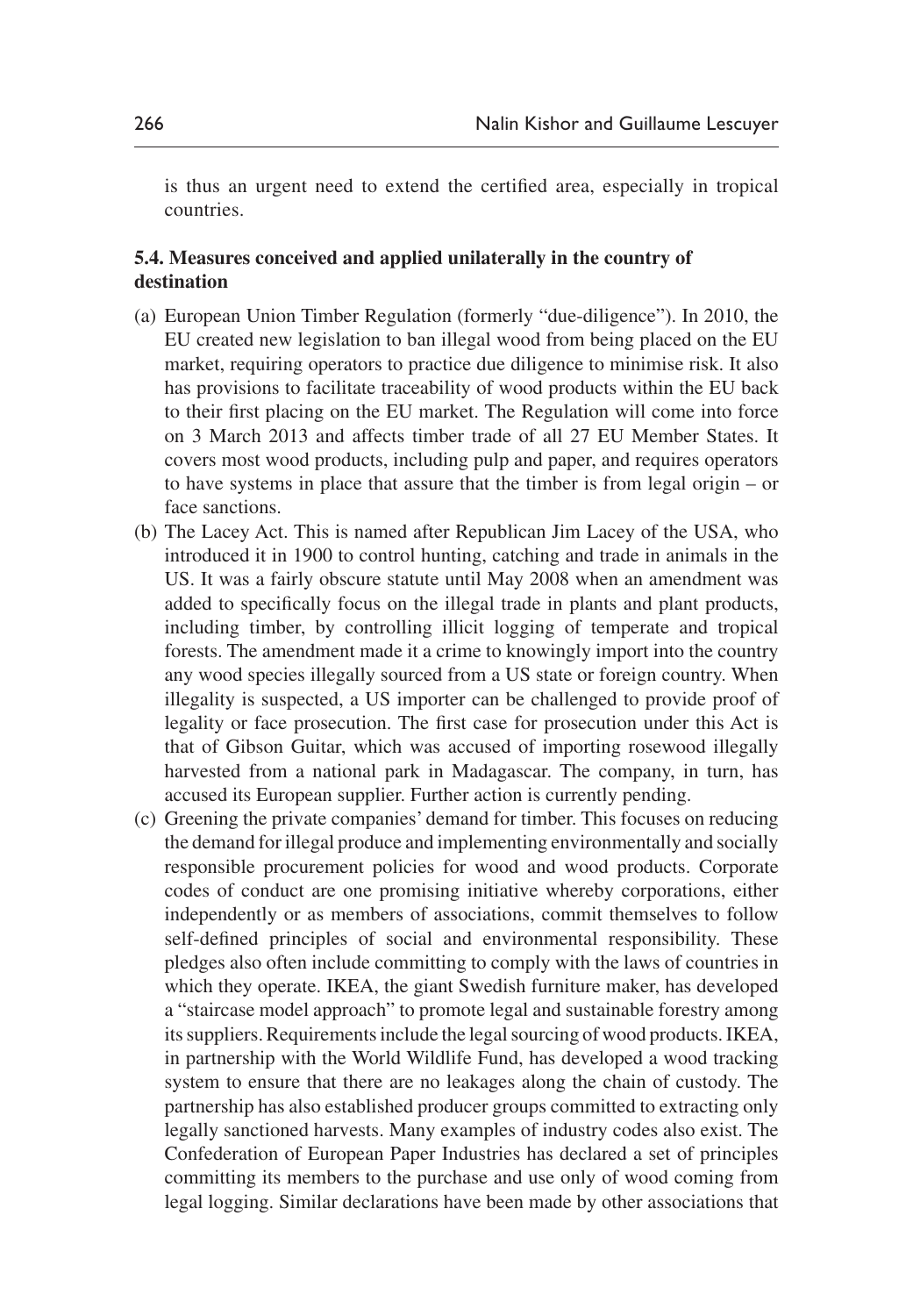is thus an urgent need to extend the certified area, especially in tropical countries.

### 5.4. Measures conceived and applied unilaterally in the country of destination

(a) European Union Timber Regulation (formerly "due-diligence"). In 2010, the EU created new legislation to ban illegal wood from being placed on the EU market, requiring operators to practice due diligence to minimise risk. It also has provisions to facilitate traceability of wood products within the EU back to their first placing on the EU market. The Regulation will come into force on 3 March 2013 and affects timber trade of all 27 EU Member States. It covers most wood products, including pulp and paper, and requires operators to have systems in place that assure that the timber is from legal origin – or face sanctions.

(b) The Lacey Act. This is named after Republican Jim Lacey of the USA, who introduced it in 1900 to control hunting, catching and trade in animals in the US. It was a fairly obscure statute until May 2008 when an amendment was added to specifically focus on the illegal trade in plants and plant products, including timber, by controlling illicit logging of temperate and tropical forests. The amendment made it a crime to knowingly import into the country any wood species illegally sourced from a US state or foreign country. When illegality is suspected, a US importer can be challenged to provide proof of legality or face prosecution. The first case for prosecution under this Act is that of Gibson Guitar, which was accused of importing rosewood illegally harvested from a national park in Madagascar. The company, in turn, has accused its European supplier. Further action is currently pending.

(c) Greening the private companies' demand for timber. This focuses on reducing the demand for illegal produce and implementing environmentally and socially responsible procurement policies for wood and wood products. Corporate codes of conduct are one promising initiative whereby corporations, either independently or as members of associations, commit themselves to follow self-defined principles of social and environmental responsibility. These pledges also often include committing to comply with the laws of countries in which they operate. IKEA, the giant Swedish furniture maker, has developed a "staircase model approach" to promote legal and sustainable forestry among its suppliers. Requirements include the legal sourcing of wood products. IKEA, in partnership with the World Wildlife Fund, has developed a wood tracking system to ensure that there are no leakages along the chain of custody. The partnership has also established producer groups committed to extracting only legally sanctioned harvests. Many examples of industry codes also exist. The Confederation of European Paper Industries has declared a set of principles committing its members to the purchase and use only of wood coming from legal logging. Similar declarations have been made by other associations that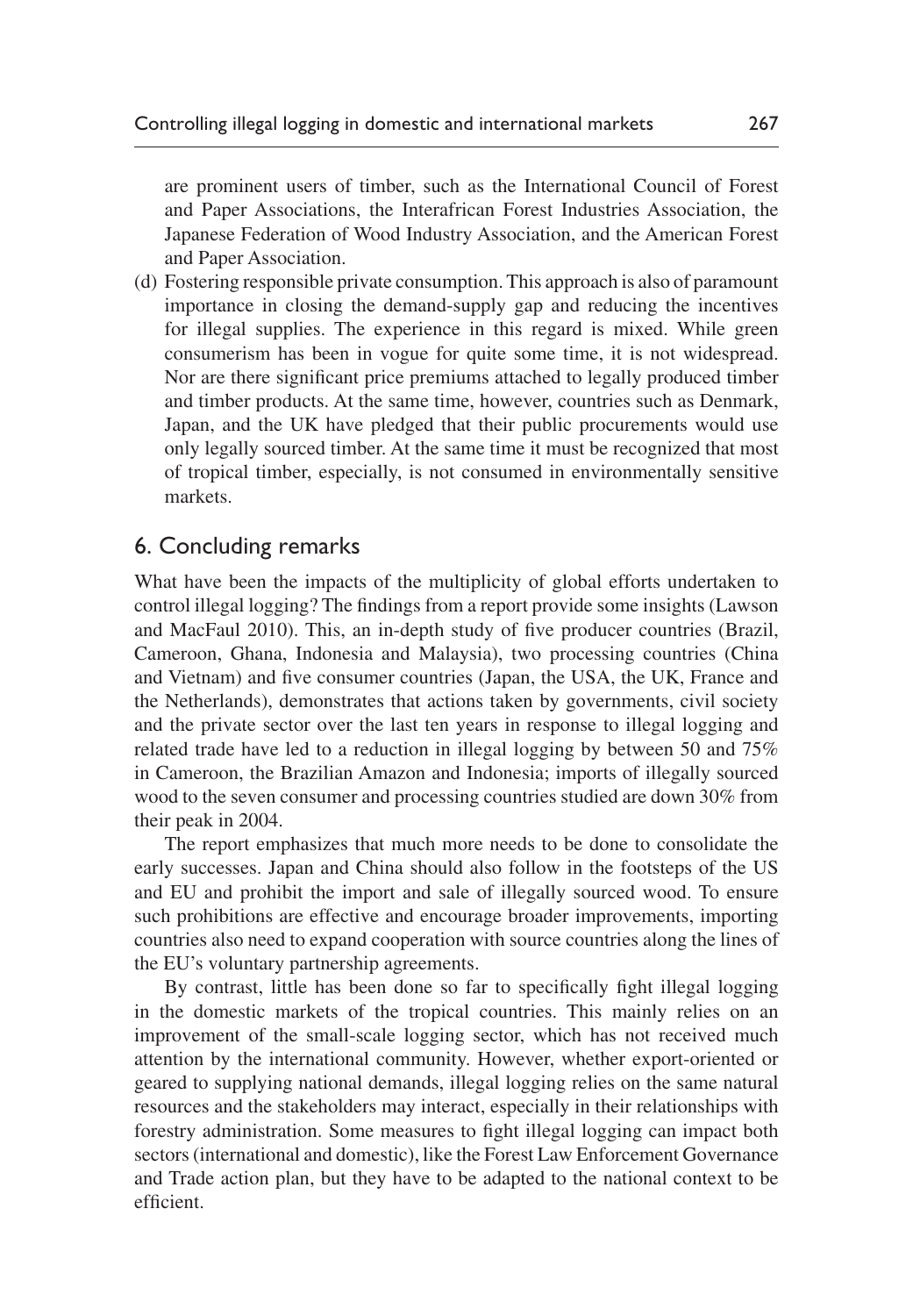are prominent users of timber, such as the International Council of Forest and Paper Associations, the Interafrican Forest Industries Association, the Japanese Federation of Wood Industry Association, and the American Forest and Paper Association.

(d) Fostering responsible private consumption. This approach is also of paramount importance in closing the demand-supply gap and reducing the incentives for illegal supplies. The experience in this regard is mixed. While green consumerism has been in vogue for quite some time, it is not widespread. Nor are there significant price premiums attached to legally produced timber and timber products. At the same time, however, countries such as Denmark, Japan, and the UK have pledged that their public procurements would use only legally sourced timber. At the same time it must be recognized that most of tropical timber, especially, is not consumed in environmentally sensitive markets.

## 6. Concluding remarks

What have been the impacts of the multiplicity of global efforts undertaken to control illegal logging? The findings from a report provide some insights (Lawson and MacFaul 2010). This, an in-depth study of five producer countries (Brazil, Cameroon, Ghana, Indonesia and Malaysia), two processing countries (China and Vietnam) and five consumer countries (Japan, the USA, the UK, France and the Netherlands), demonstrates that actions taken by governments, civil society and the private sector over the last ten years in response to illegal logging and related trade have led to a reduction in illegal logging by between 50 and 75% in Cameroon, the Brazilian Amazon and Indonesia; imports of illegally sourced wood to the seven consumer and processing countries studied are down 30% from their peak in 2004.

The report emphasizes that much more needs to be done to consolidate the early successes. Japan and China should also follow in the footsteps of the US and EU and prohibit the import and sale of illegally sourced wood. To ensure such prohibitions are effective and encourage broader improvements, importing countries also need to expand cooperation with source countries along the lines of the EU's voluntary partnership agreements.

By contrast, little has been done so far to specifically fight illegal logging in the domestic markets of the tropical countries. This mainly relies on an improvement of the small-scale logging sector, which has not received much attention by the international community. However, whether export-oriented or geared to supplying national demands, illegal logging relies on the same natural resources and the stakeholders may interact, especially in their relationships with forestry administration. Some measures to fight illegal logging can impact both sectors (international and domestic), like the Forest Law Enforcement Governance and Trade action plan, but they have to be adapted to the national context to be efficient.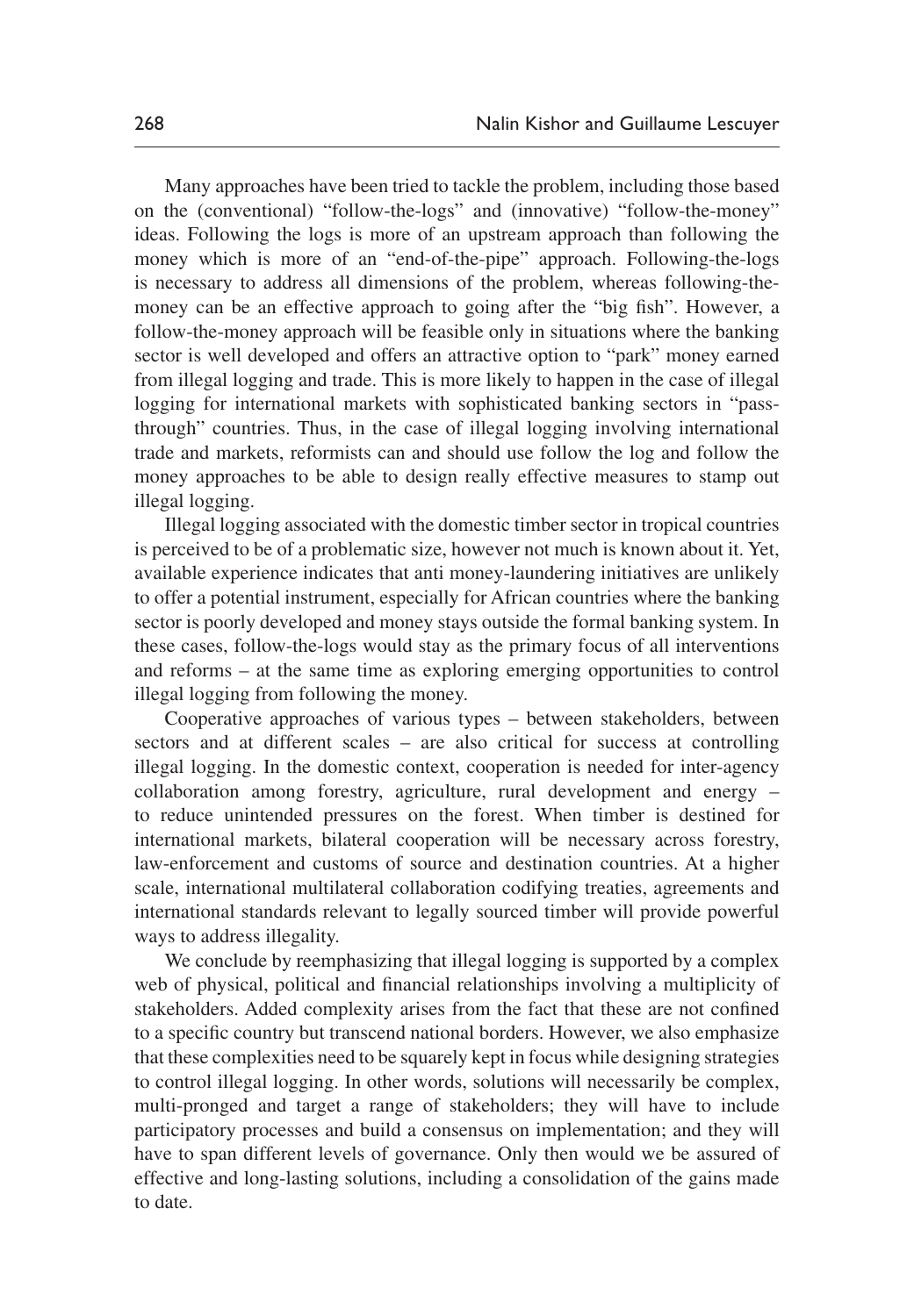Many approaches have been tried to tackle the problem, including those based on the (conventional) "follow-the-logs" and (innovative) "follow-the-money" ideas. Following the logs is more of an upstream approach than following the money which is more of an "end-of-the-pipe" approach. Following-the-logs is necessary to address all dimensions of the problem, whereas following-the-money can be an effective approach to going after the "big fish". However, a follow-the-money approach will be feasible only in situations where the banking sector is well developed and offers an attractive option to "park" money earned from illegal logging and trade. This is more likely to happen in the case of illegal logging for international markets with sophisticated banking sectors in "pass-through" countries. Thus, in the case of illegal logging involving international trade and markets, reformists can and should use follow the log and follow the money approaches to be able to design really effective measures to stamp out illegal logging.

Illegal logging associated with the domestic timber sector in tropical countries is perceived to be of a problematic size, however not much is known about it. Yet, available experience indicates that anti money-laundering initiatives are unlikely to offer a potential instrument, especially for African countries where the banking sector is poorly developed and money stays outside the formal banking system. In these cases, follow-the-logs would stay as the primary focus of all interventions and reforms – at the same time as exploring emerging opportunities to control illegal logging from following the money.

Cooperative approaches of various types – between stakeholders, between sectors and at different scales – are also critical for success at controlling illegal logging. In the domestic context, cooperation is needed for inter-agency collaboration among forestry, agriculture, rural development and energy – to reduce unintended pressures on the forest. When timber is destined for international markets, bilateral cooperation will be necessary across forestry, law-enforcement and customs of source and destination countries. At a higher scale, international multilateral collaboration codifying treaties, agreements and international standards relevant to legally sourced timber will provide powerful ways to address illegality.

We conclude by reemphasizing that illegal logging is supported by a complex web of physical, political and financial relationships involving a multiplicity of stakeholders. Added complexity arises from the fact that these are not confined to a specific country but transcend national borders. However, we also emphasize that these complexities need to be squarely kept in focus while designing strategies to control illegal logging. In other words, solutions will necessarily be complex, multi-pronged and target a range of stakeholders; they will have to include participatory processes and build a consensus on implementation; and they will have to span different levels of governance. Only then would we be assured of effective and long-lasting solutions, including a consolidation of the gains made to date.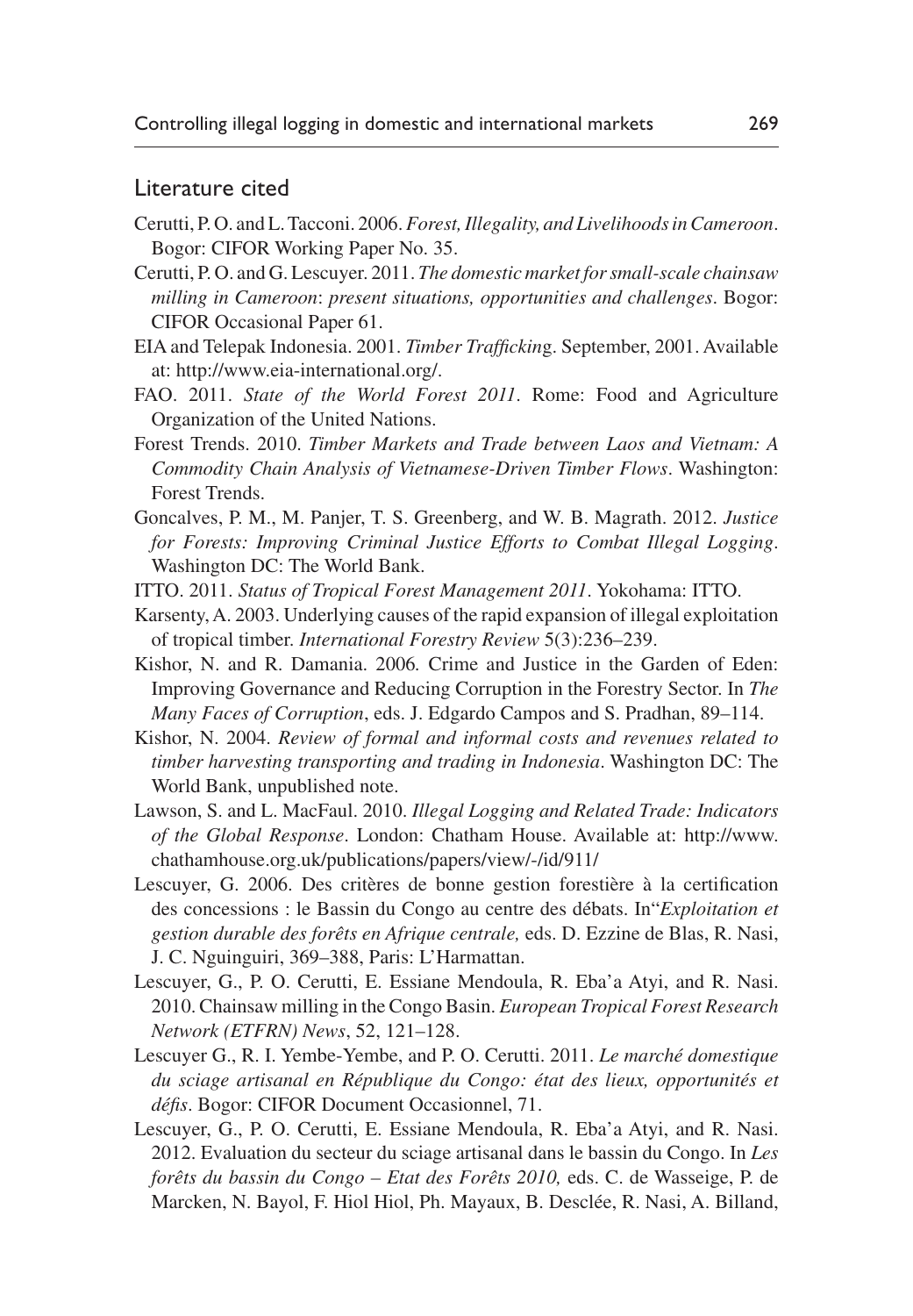## Literature cited

Cerutti, P. O. and L. Tacconi. 2006. *Forest, Illegality, and Livelihoods in Cameroon*. Bogor: CIFOR Working Paper No. 35.

Cerutti, P. O. and G. Lescuyer. 2011. *The domestic market for small-scale chainsaw milling in Cameroon*: *present situations, opportunities and challenges*. Bogor: CIFOR Occasional Paper 61.

EIA and Telepak Indonesia. 2001. *Timber Trafficking*. September, 2001. Available at: http://www.eia-international.org/.

FAO. 2011. *State of the World Forest 2011*. Rome: Food and Agriculture Organization of the United Nations.

Forest Trends. 2010. *Timber Markets and Trade between Laos and Vietnam: A Commodity Chain Analysis of Vietnamese-Driven Timber Flows*. Washington: Forest Trends.

Goncalves, P. M., M. Panjer, T. S. Greenberg, and W. B. Magrath. 2012. *Justice for Forests: Improving Criminal Justice Efforts to Combat Illegal Logging*. Washington DC: The World Bank.

ITTO. 2011. *Status of Tropical Forest Management 2011*. Yokohama: ITTO.

Karsenty, A. 2003. Underlying causes of the rapid expansion of illegal exploitation of tropical timber. *International Forestry Review* 5(3):236–239.

Kishor, N. and R. Damania. 2006*.* Crime and Justice in the Garden of Eden: Improving Governance and Reducing Corruption in the Forestry Sector. In *The Many Faces of Corruption*, eds. J. Edgardo Campos and S. Pradhan, 89–114.

Kishor, N. 2004. *Review of formal and informal costs and revenues related to timber harvesting transporting and trading in Indonesia*. Washington DC: The World Bank, unpublished note.

Lawson, S. and L. MacFaul. 2010. *Illegal Logging and Related Trade: Indicators of the Global Response*. London: Chatham House. Available at: http://www.chathamhouse.org.uk/publications/papers/view/-/id/911/

Lescuyer, G. 2006. Des critères de bonne gestion forestière à la certification des concessions : le Bassin du Congo au centre des débats. In"*Exploitation et gestion durable des forêts en Afrique centrale,* eds. D. Ezzine de Blas, R. Nasi, J. C. Nguinguiri, 369–388, Paris: L'Harmattan.

Lescuyer, G., P. O. Cerutti, E. Essiane Mendoula, R. Eba'a Atyi, and R. Nasi. 2010. Chainsaw milling in the Congo Basin. *European Tropical Forest Research Network (ETFRN) News*, 52, 121–128.

Lescuyer G., R. I. Yembe-Yembe, and P. O. Cerutti. 2011. *Le marché domestique du sciage artisanal en République du Congo: état des lieux, opportunités et défis*. Bogor: CIFOR Document Occasionnel, 71.

Lescuyer, G., P. O. Cerutti, E. Essiane Mendoula, R. Eba'a Atyi, and R. Nasi. 2012. Evaluation du secteur du sciage artisanal dans le bassin du Congo. In *Les forêts du bassin du Congo – Etat des Forêts 2010,* eds. C. de Wasseige, P. de Marcken, N. Bayol, F. Hiol Hiol, Ph. Mayaux, B. Desclée, R. Nasi, A. Billand,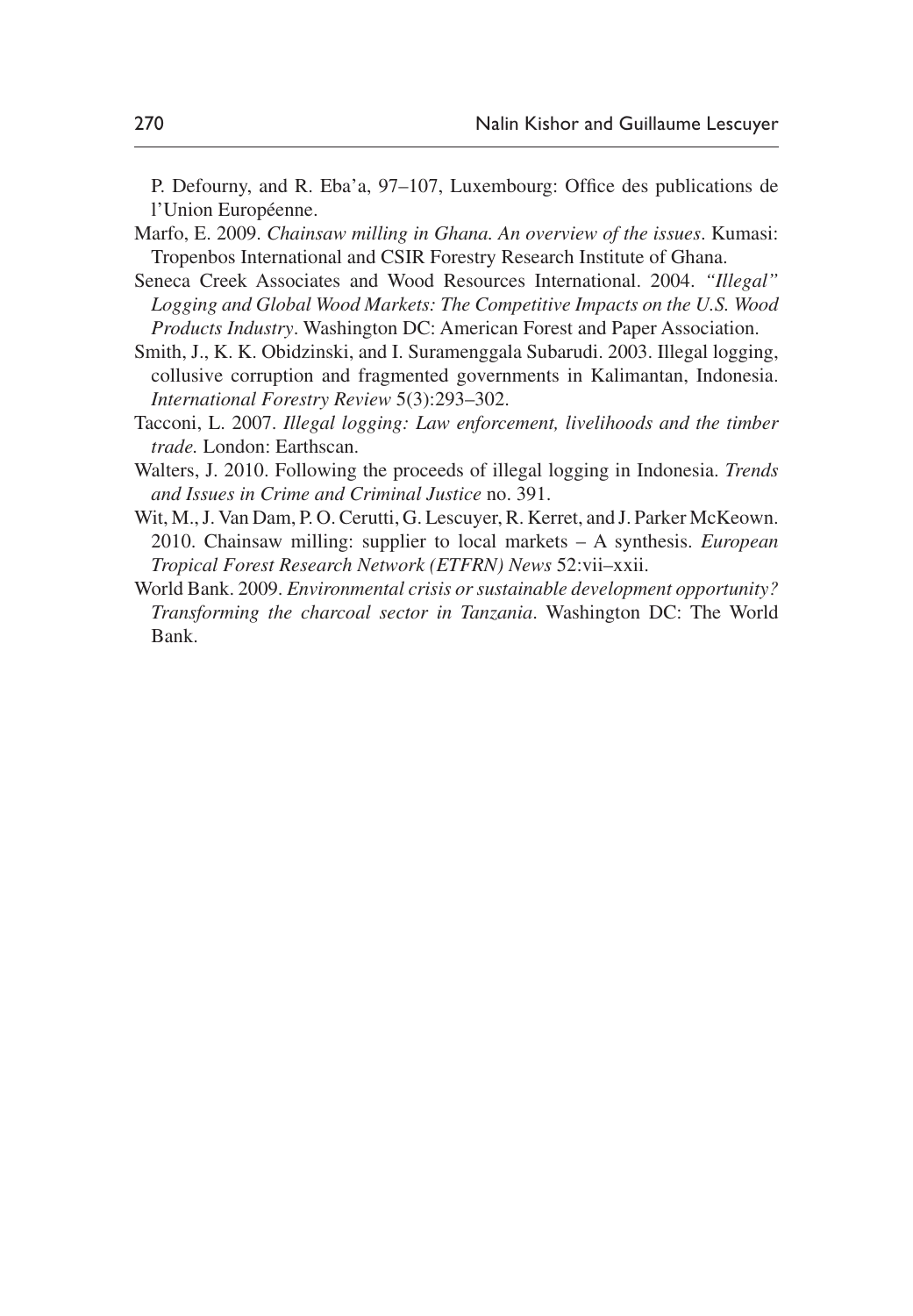P. Defourny, and R. Eba'a, 97–107, Luxembourg: Office des publications de l'Union Européenne.

Marfo, E. 2009. *Chainsaw milling in Ghana. An overview of the issues*. Kumasi: Tropenbos International and CSIR Forestry Research Institute of Ghana.

Seneca Creek Associates and Wood Resources International. 2004. *"Illegal" Logging and Global Wood Markets: The Competitive Impacts on the U.S. Wood Products Industry*. Washington DC: American Forest and Paper Association.

Smith, J., K. K. Obidzinski, and I. Suramenggala Subarudi. 2003. Illegal logging, collusive corruption and fragmented governments in Kalimantan, Indonesia. *International Forestry Review* 5(3):293–302.

Tacconi, L. 2007. *Illegal logging: Law enforcement, livelihoods and the timber trade.* London: Earthscan.

Walters, J. 2010. Following the proceeds of illegal logging in Indonesia. *Trends and Issues in Crime and Criminal Justice* no. 391.

Wit, M., J. Van Dam, P. O. Cerutti, G. Lescuyer, R. Kerret, and J. Parker McKeown. 2010. Chainsaw milling: supplier to local markets – A synthesis. *European Tropical Forest Research Network (ETFRN) News* 52:vii–xxii.

World Bank. 2009. *Environmental crisis or sustainable development opportunity? Transforming the charcoal sector in Tanzania*. Washington DC: The World Bank.